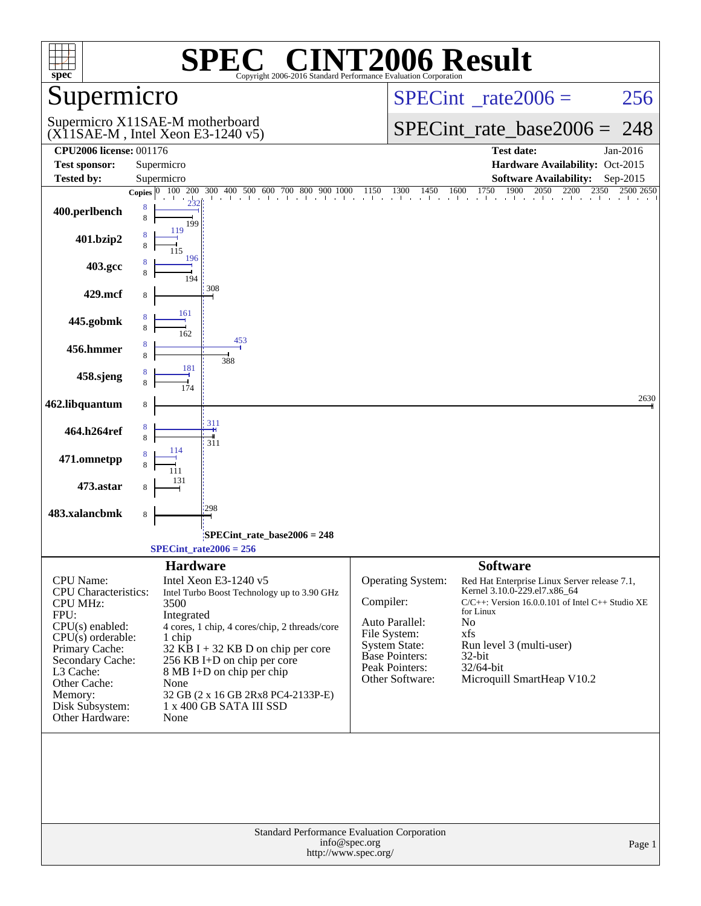# SPEC® CINT2006 Result

Copyright 2006-2016 Standard Performance Evaluation Corporation

## Supermicro

Supermicro X11SAE-M motherboard (X11SAE-M , Intel Xeon E3-1240 v5)

SPECint_rate2006 = 256

SPECint_rate_base2006 = 248

**CPU2006 license:** 001176

**Test sponsor:** Supermicro

**Tested by:** Supermicro

**Test date:** Jan-2016

**Hardware Availability:** Oct-2015

**Software Availability:** Sep-2015

| Benchmark | Copies (peak) | Peak | Copies (base) | Base |
| --- | --- | --- | --- | --- |
| 400.perlbench | 8 | 232 | 8 | 199 |
| 401.bzip2 | 8 | 119 | 8 | 115 |
| 403.gcc | 8 | 196 | 8 | 194 |
| 429.mcf | | | 8 | 308 |
| 445.gobmk | 8 | 161 | 8 | 162 |
| 456.hmmer | 8 | 453 | 8 | 388 |
| 458.sjeng | 8 | 181 | 8 | 174 |
| 462.libquantum | | | 8 | 2630 |
| 464.h264ref | 8 | 311 | 8 | 311 |
| 471.omnetpp | 8 | 114 | 8 | 111 |
| 473.astar | | | 8 | 131 |
| 483.xalancbmk | | | 8 | 298 |

SPECint_rate_base2006 = 248

SPECint_rate2006 = 256

## Hardware

| | |
| --- | --- |
| CPU Name: | Intel Xeon E3-1240 v5 |
| CPU Characteristics: | Intel Turbo Boost Technology up to 3.90 GHz |
| CPU MHz: | 3500 |
| FPU: | Integrated |
| CPU(s) enabled: | 4 cores, 1 chip, 4 cores/chip, 2 threads/core |
| CPU(s) orderable: | 1 chip |
| Primary Cache: | 32 KB I + 32 KB D on chip per core |
| Secondary Cache: | 256 KB I+D on chip per core |
| L3 Cache: | 8 MB I+D on chip per chip |
| Other Cache: | None |
| Memory: | 32 GB (2 x 16 GB 2Rx8 PC4-2133P-E) |
| Disk Subsystem: | 1 x 400 GB SATA III SSD |
| Other Hardware: | None |

## Software

| | |
| --- | --- |
| Operating System: | Red Hat Enterprise Linux Server release 7.1, Kernel 3.10.0-229.el7.x86_64 |
| Compiler: | C/C++: Version 16.0.0.101 of Intel C++ Studio XE for Linux |
| Auto Parallel: | No |
| File System: | xfs |
| System State: | Run level 3 (multi-user) |
| Base Pointers: | 32-bit |
| Peak Pointers: | 32/64-bit |
| Other Software: | Microquill SmartHeap V10.2 |

Standard Performance Evaluation Corporation
info@spec.org
http://www.spec.org/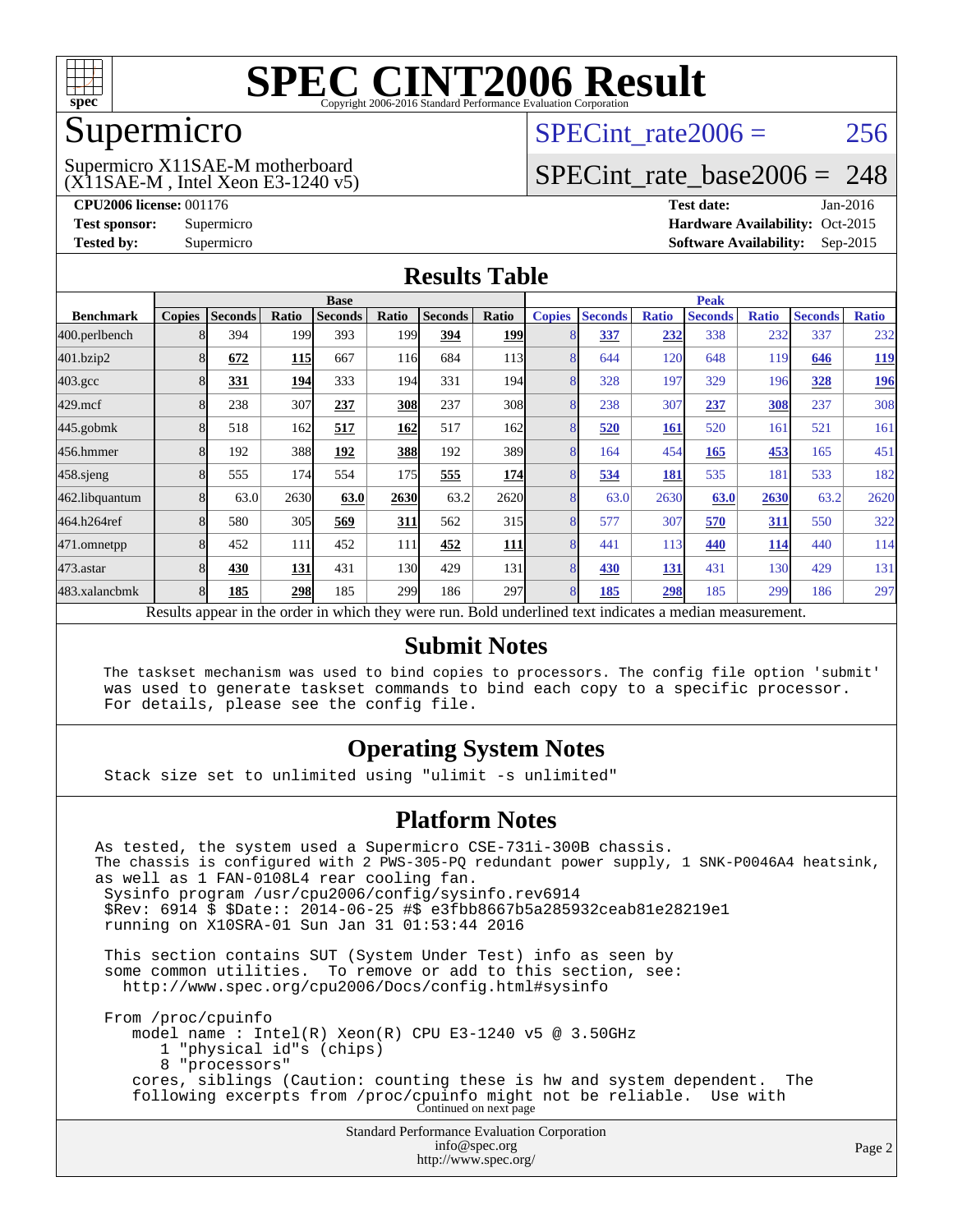# SPEC CINT2006 Result

Copyright 2006-2016 Standard Performance Evaluation Corporation

## Supermicro

Supermicro X11SAE-M motherboard
(X11SAE-M , Intel Xeon E3-1240 v5)

SPECint_rate2006 = 256

SPECint_rate_base2006 = 248

**CPU2006 license:** 001176
**Test sponsor:** Supermicro
**Tested by:** Supermicro

**Test date:** Jan-2016
**Hardware Availability:** Oct-2015
**Software Availability:** Sep-2015

## Results Table

| Benchmark | Base | | | | | | | Peak | | | | | | |
|---|---|---|---|---|---|---|---|---|---|---|---|---|---|---|
| | Copies | Seconds | Ratio | Seconds | Ratio | Seconds | Ratio | Copies | Seconds | Ratio | Seconds | Ratio | Seconds | Ratio |
| 400.perlbench | 8 | 394 | 199 | 393 | 199 | **394** | **199** | 8 | **337** | **232** | 338 | 232 | 337 | 232 |
| 401.bzip2 | 8 | **672** | **115** | 667 | 116 | 684 | 113 | 8 | 644 | 120 | 648 | 119 | **646** | **119** |
| 403.gcc | 8 | **331** | **194** | 333 | 194 | 331 | 194 | 8 | 328 | 197 | 329 | 196 | **328** | **196** |
| 429.mcf | 8 | 238 | 307 | **237** | **308** | 237 | 308 | 8 | 238 | 307 | **237** | **308** | 237 | 308 |
| 445.gobmk | 8 | 518 | 162 | **517** | **162** | 517 | 162 | 8 | **520** | **161** | 520 | 161 | 521 | 161 |
| 456.hmmer | 8 | 192 | 388 | **192** | **388** | 192 | 389 | 8 | 164 | 454 | **165** | **453** | 165 | 451 |
| 458.sjeng | 8 | 555 | 174 | 554 | 175 | **555** | **174** | 8 | **534** | **181** | 535 | 181 | 533 | 182 |
| 462.libquantum | 8 | 63.0 | 2630 | **63.0** | **2630** | 63.2 | 2620 | 8 | 63.0 | 2630 | **63.0** | **2630** | 63.2 | 2620 |
| 464.h264ref | 8 | 580 | 305 | **569** | **311** | 562 | 315 | 8 | 577 | 307 | **570** | **311** | 550 | 322 |
| 471.omnetpp | 8 | 452 | 111 | 452 | 111 | **452** | **111** | 8 | 441 | 113 | **440** | **114** | 440 | 114 |
| 473.astar | 8 | **430** | **131** | 431 | 130 | 429 | 131 | 8 | **430** | **131** | 431 | 130 | 429 | 131 |
| 483.xalancbmk | 8 | **185** | **298** | 185 | 299 | 186 | 297 | 8 | **185** | **298** | 185 | 299 | 186 | 297 |

Results appear in the order in which they were run. Bold underlined text indicates a median measurement.

## Submit Notes

```
The taskset mechanism was used to bind copies to processors. The config file option 'submit'
was used to generate taskset commands to bind each copy to a specific processor.
For details, please see the config file.
```

## Operating System Notes

```
Stack size set to unlimited using "ulimit -s unlimited"
```

## Platform Notes

```
As tested, the system used a Supermicro CSE-731i-300B chassis.
The chassis is configured with 2 PWS-305-PQ redundant power supply, 1 SNK-P0046A4 heatsink,
as well as 1 FAN-0108L4 rear cooling fan.
 Sysinfo program /usr/cpu2006/config/sysinfo.rev6914
 $Rev: 6914 $ $Date:: 2014-06-25 #$ e3fbb8667b5a285932ceab81e28219e1
 running on X10SRA-01 Sun Jan 31 01:53:44 2016

 This section contains SUT (System Under Test) info as seen by
 some common utilities.  To remove or add to this section, see:
   http://www.spec.org/cpu2006/Docs/config.html#sysinfo

 From /proc/cpuinfo
    model name : Intel(R) Xeon(R) CPU E3-1240 v5 @ 3.50GHz
       1 "physical id"s (chips)
       8 "processors"
    cores, siblings (Caution: counting these is hw and system dependent.  The
    following excerpts from /proc/cpuinfo might not be reliable.  Use with
```

Continued on next page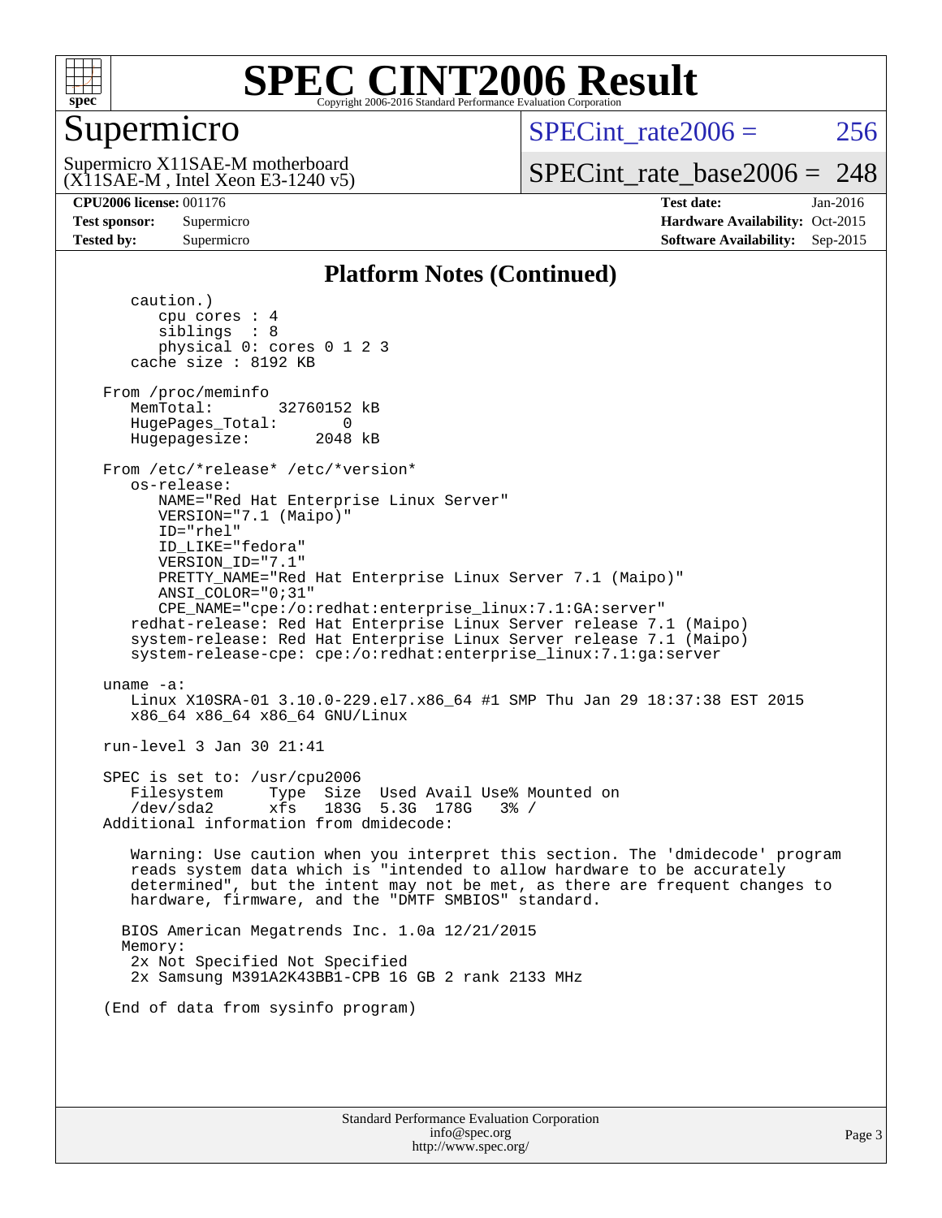## Platform Notes (Continued)

```
      caution.)
         cpu cores : 4
         siblings  : 8
         physical 0: cores 0 1 2 3
      cache size : 8192 KB

   From /proc/meminfo
      MemTotal:       32760152 kB
      HugePages_Total:       0
      Hugepagesize:       2048 kB

   From /etc/*release* /etc/*version*
      os-release:
         NAME="Red Hat Enterprise Linux Server"
         VERSION="7.1 (Maipo)"
         ID="rhel"
         ID_LIKE="fedora"
         VERSION_ID="7.1"
         PRETTY_NAME="Red Hat Enterprise Linux Server 7.1 (Maipo)"
         ANSI_COLOR="0;31"
         CPE_NAME="cpe:/o:redhat:enterprise_linux:7.1:GA:server"
      redhat-release: Red Hat Enterprise Linux Server release 7.1 (Maipo)
      system-release: Red Hat Enterprise Linux Server release 7.1 (Maipo)
      system-release-cpe: cpe:/o:redhat:enterprise_linux:7.1:ga:server

   uname -a:
      Linux X10SRA-01 3.10.0-229.el7.x86_64 #1 SMP Thu Jan 29 18:37:38 EST 2015
      x86_64 x86_64 x86_64 GNU/Linux

   run-level 3 Jan 30 21:41

   SPEC is set to: /usr/cpu2006
      Filesystem     Type  Size  Used Avail Use% Mounted on
      /dev/sda2      xfs   183G  5.3G  178G   3% /
   Additional information from dmidecode:

      Warning: Use caution when you interpret this section. The 'dmidecode' program
      reads system data which is "intended to allow hardware to be accurately
      determined", but the intent may not be met, as there are frequent changes to
      hardware, firmware, and the "DMTF SMBIOS" standard.

     BIOS American Megatrends Inc. 1.0a 12/21/2015
     Memory:
      2x Not Specified Not Specified
      2x Samsung M391A2K43BB1-CPB 16 GB 2 rank 2133 MHz

   (End of data from sysinfo program)
```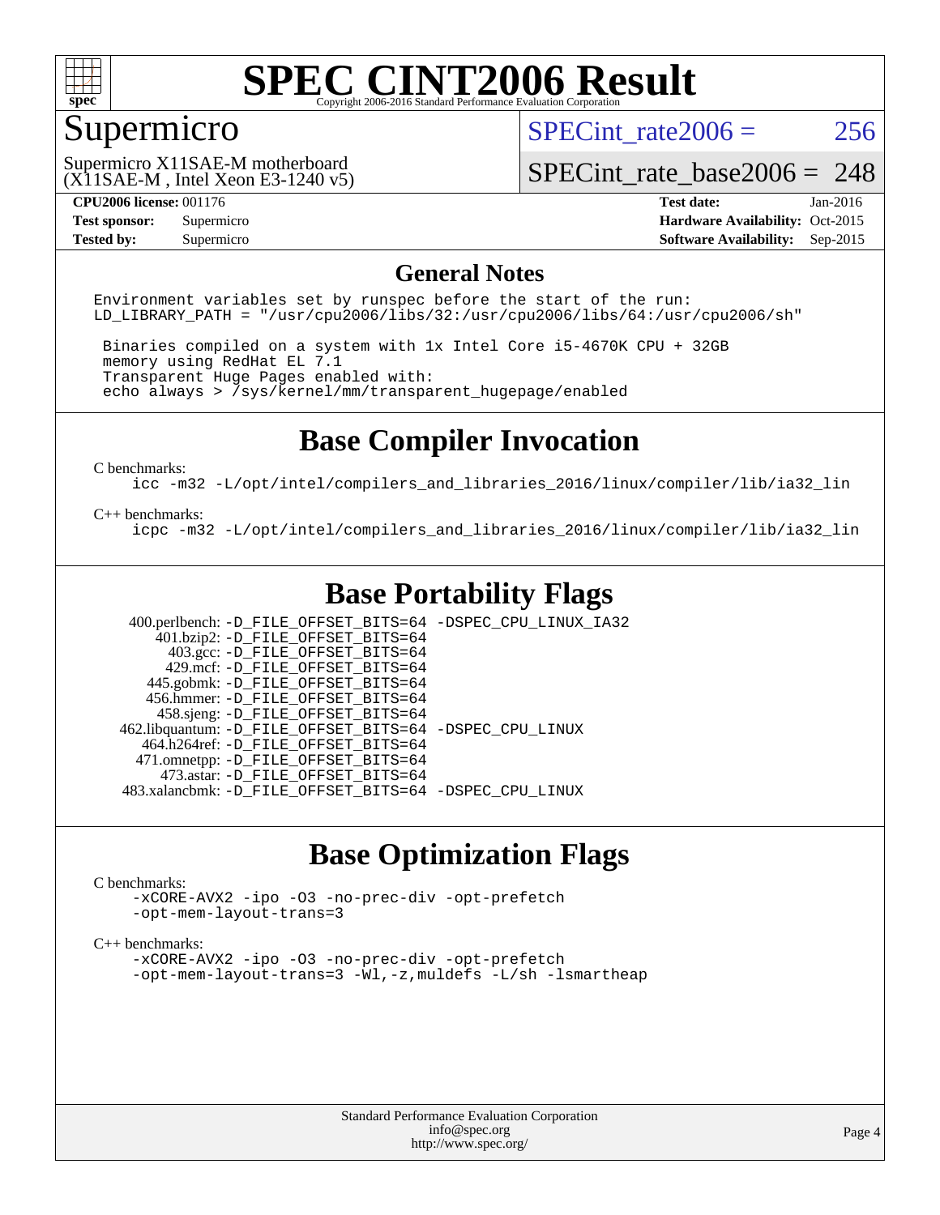# SPEC CINT2006 Result

Copyright 2006-2016 Standard Performance Evaluation Corporation

## Supermicro

Supermicro X11SAE-M motherboard
(X11SAE-M , Intel Xeon E3-1240 v5)

SPECint_rate2006 = 256

SPECint_rate_base2006 = 248

| | | | |
|---|---|---|---|
| **CPU2006 license:** 001176 | | **Test date:** | Jan-2016 |
| **Test sponsor:** | Supermicro | **Hardware Availability:** | Oct-2015 |
| **Tested by:** | Supermicro | **Software Availability:** | Sep-2015 |

## General Notes

```
Environment variables set by runspec before the start of the run:
LD_LIBRARY_PATH = "/usr/cpu2006/libs/32:/usr/cpu2006/libs/64:/usr/cpu2006/sh"

 Binaries compiled on a system with 1x Intel Core i5-4670K CPU + 32GB
 memory using RedHat EL 7.1
 Transparent Huge Pages enabled with:
 echo always > /sys/kernel/mm/transparent_hugepage/enabled
```

## Base Compiler Invocation

C benchmarks:

```
icc -m32 -L/opt/intel/compilers_and_libraries_2016/linux/compiler/lib/ia32_lin
```

C++ benchmarks:

```
icpc -m32 -L/opt/intel/compilers_and_libraries_2016/linux/compiler/lib/ia32_lin
```

## Base Portability Flags

```
   400.perlbench: -D_FILE_OFFSET_BITS=64 -DSPEC_CPU_LINUX_IA32
       401.bzip2: -D_FILE_OFFSET_BITS=64
         403.gcc: -D_FILE_OFFSET_BITS=64
         429.mcf: -D_FILE_OFFSET_BITS=64
       445.gobmk: -D_FILE_OFFSET_BITS=64
       456.hmmer: -D_FILE_OFFSET_BITS=64
       458.sjeng: -D_FILE_OFFSET_BITS=64
  462.libquantum: -D_FILE_OFFSET_BITS=64 -DSPEC_CPU_LINUX
     464.h264ref: -D_FILE_OFFSET_BITS=64
     471.omnetpp: -D_FILE_OFFSET_BITS=64
       473.astar: -D_FILE_OFFSET_BITS=64
   483.xalancbmk: -D_FILE_OFFSET_BITS=64 -DSPEC_CPU_LINUX
```

## Base Optimization Flags

C benchmarks:

```
-xCORE-AVX2 -ipo -O3 -no-prec-div -opt-prefetch
-opt-mem-layout-trans=3
```

C++ benchmarks:

```
-xCORE-AVX2 -ipo -O3 -no-prec-div -opt-prefetch
-opt-mem-layout-trans=3 -Wl,-z,muldefs -L/sh -lsmartheap
```

Standard Performance Evaluation Corporation
info@spec.org
http://www.spec.org/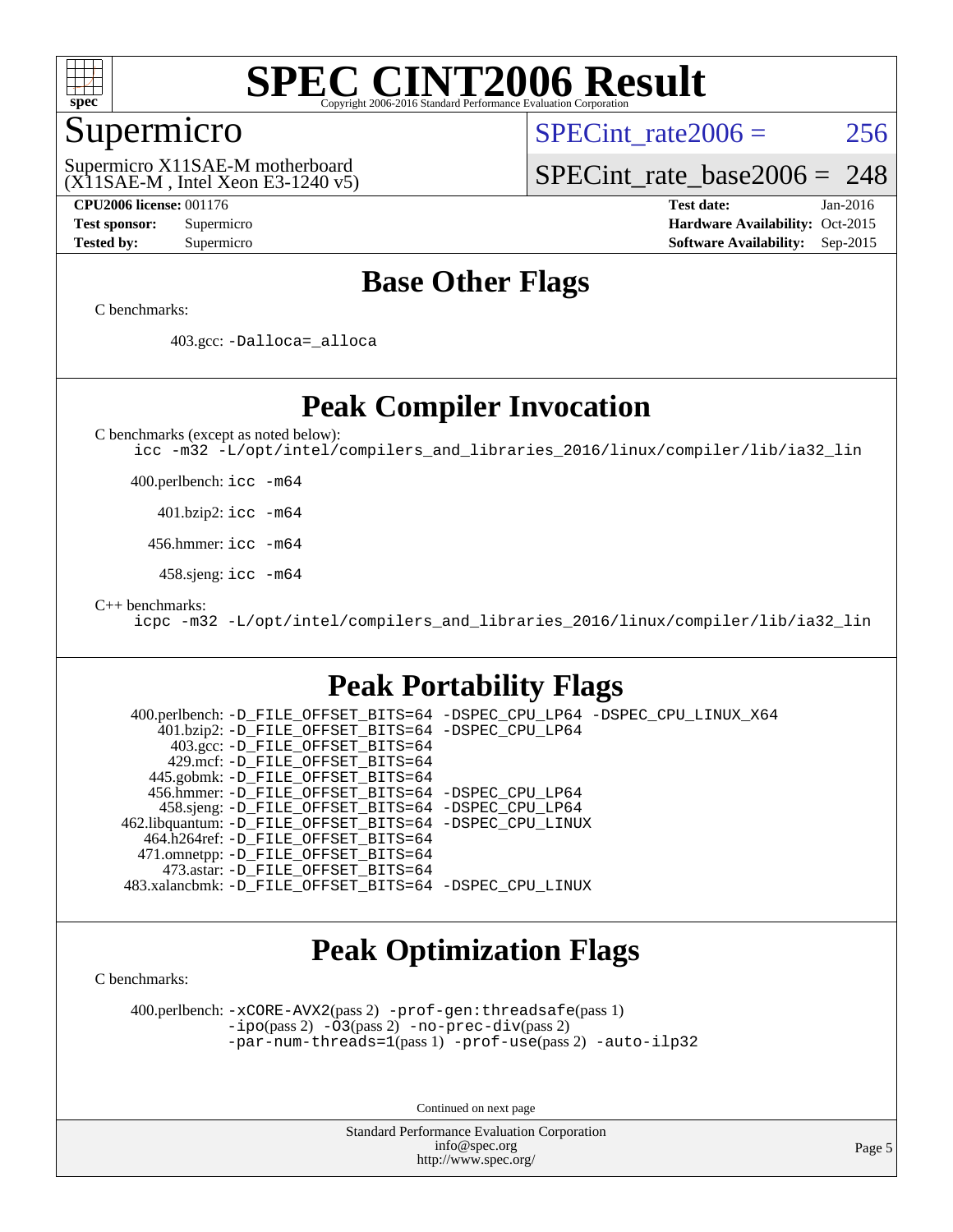# SPEC CINT2006 Result

Copyright 2006-2016 Standard Performance Evaluation Corporation

## Supermicro

Supermicro X11SAE-M motherboard
(X11SAE-M , Intel Xeon E3-1240 v5)

SPECint_rate2006 = 256

SPECint_rate_base2006 = 248

**CPU2006 license:** 001176
**Test sponsor:** Supermicro
**Tested by:** Supermicro

**Test date:** Jan-2016
**Hardware Availability:** Oct-2015
**Software Availability:** Sep-2015

## Base Other Flags

C benchmarks:

403.gcc: `-Dalloca=_alloca`

## Peak Compiler Invocation

C benchmarks (except as noted below):
`icc -m32 -L/opt/intel/compilers_and_libraries_2016/linux/compiler/lib/ia32_lin`

400.perlbench: `icc -m64`

401.bzip2: `icc -m64`

456.hmmer: `icc -m64`

458.sjeng: `icc -m64`

C++ benchmarks:
`icpc -m32 -L/opt/intel/compilers_and_libraries_2016/linux/compiler/lib/ia32_lin`

## Peak Portability Flags

400.perlbench: `-D_FILE_OFFSET_BITS=64 -DSPEC_CPU_LP64 -DSPEC_CPU_LINUX_X64`
401.bzip2: `-D_FILE_OFFSET_BITS=64 -DSPEC_CPU_LP64`
403.gcc: `-D_FILE_OFFSET_BITS=64`
429.mcf: `-D_FILE_OFFSET_BITS=64`
445.gobmk: `-D_FILE_OFFSET_BITS=64`
456.hmmer: `-D_FILE_OFFSET_BITS=64 -DSPEC_CPU_LP64`
458.sjeng: `-D_FILE_OFFSET_BITS=64 -DSPEC_CPU_LP64`
462.libquantum: `-D_FILE_OFFSET_BITS=64 -DSPEC_CPU_LINUX`
464.h264ref: `-D_FILE_OFFSET_BITS=64`
471.omnetpp: `-D_FILE_OFFSET_BITS=64`
473.astar: `-D_FILE_OFFSET_BITS=64`
483.xalancbmk: `-D_FILE_OFFSET_BITS=64 -DSPEC_CPU_LINUX`

## Peak Optimization Flags

C benchmarks:

400.perlbench: `-xCORE-AVX2`(pass 2) `-prof-gen:threadsafe`(pass 1) `-ipo`(pass 2) `-O3`(pass 2) `-no-prec-div`(pass 2) `-par-num-threads=1`(pass 1) `-prof-use`(pass 2) `-auto-ilp32`

Continued on next page

Standard Performance Evaluation Corporation
info@spec.org
http://www.spec.org/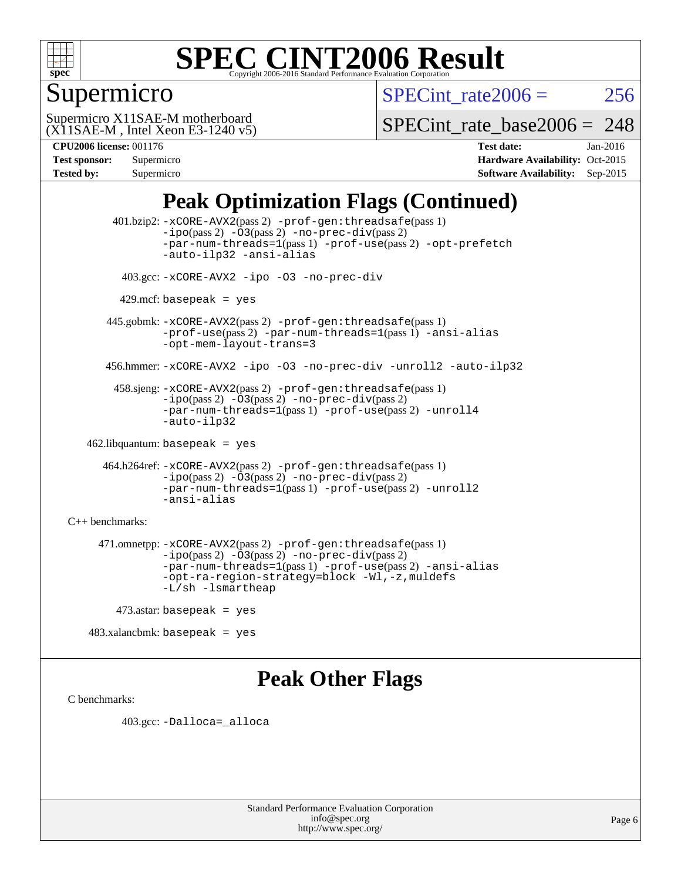# SPEC CINT2006 Result

Copyright 2006-2016 Standard Performance Evaluation Corporation

## Supermicro

Supermicro X11SAE-M motherboard
(X11SAE-M , Intel Xeon E3-1240 v5)

SPECint_rate2006 = 256

SPECint_rate_base2006 = 248

**CPU2006 license:** 001176
**Test sponsor:** Supermicro
**Tested by:** Supermicro

**Test date:** Jan-2016
**Hardware Availability:** Oct-2015
**Software Availability:** Sep-2015

## Peak Optimization Flags (Continued)

401.bzip2: `-xCORE-AVX2`(pass 2) `-prof-gen:threadsafe`(pass 1) `-ipo`(pass 2) `-O3`(pass 2) `-no-prec-div`(pass 2) `-par-num-threads=1`(pass 1) `-prof-use`(pass 2) `-opt-prefetch` `-auto-ilp32` `-ansi-alias`

403.gcc: `-xCORE-AVX2 -ipo -O3 -no-prec-div`

429.mcf: `basepeak = yes`

445.gobmk: `-xCORE-AVX2`(pass 2) `-prof-gen:threadsafe`(pass 1) `-prof-use`(pass 2) `-par-num-threads=1`(pass 1) `-ansi-alias` `-opt-mem-layout-trans=3`

456.hmmer: `-xCORE-AVX2 -ipo -O3 -no-prec-div -unroll2 -auto-ilp32`

458.sjeng: `-xCORE-AVX2`(pass 2) `-prof-gen:threadsafe`(pass 1) `-ipo`(pass 2) `-O3`(pass 2) `-no-prec-div`(pass 2) `-par-num-threads=1`(pass 1) `-prof-use`(pass 2) `-unroll4` `-auto-ilp32`

462.libquantum: `basepeak = yes`

464.h264ref: `-xCORE-AVX2`(pass 2) `-prof-gen:threadsafe`(pass 1) `-ipo`(pass 2) `-O3`(pass 2) `-no-prec-div`(pass 2) `-par-num-threads=1`(pass 1) `-prof-use`(pass 2) `-unroll2` `-ansi-alias`

C++ benchmarks:

471.omnetpp: `-xCORE-AVX2`(pass 2) `-prof-gen:threadsafe`(pass 1) `-ipo`(pass 2) `-O3`(pass 2) `-no-prec-div`(pass 2) `-par-num-threads=1`(pass 1) `-prof-use`(pass 2) `-ansi-alias` `-opt-ra-region-strategy=block` `-Wl,-z,muldefs` `-L/sh -lsmartheap`

473.astar: `basepeak = yes`

483.xalancbmk: `basepeak = yes`

## Peak Other Flags

C benchmarks:

403.gcc: `-Dalloca=_alloca`

Standard Performance Evaluation Corporation
info@spec.org
http://www.spec.org/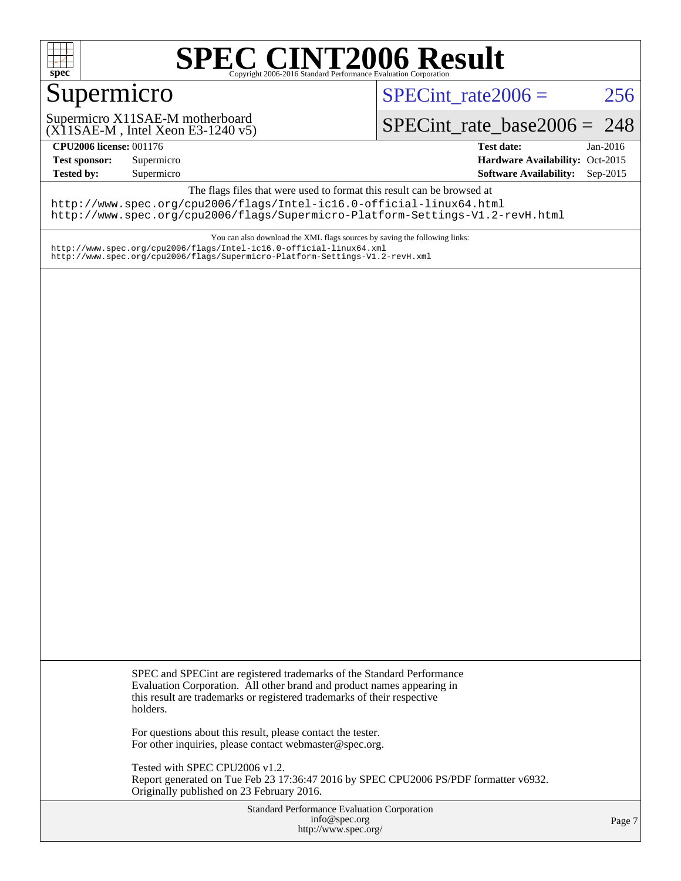# SPEC CINT2006 Result

Copyright 2006-2016 Standard Performance Evaluation Corporation

## Supermicro

Supermicro X11SAE-M motherboard
(X11SAE-M , Intel Xeon E3-1240 v5)

SPECint_rate2006 = 256

SPECint_rate_base2006 = 248

| | | | |
|---|---|---|---|
| **CPU2006 license:** | 001176 | **Test date:** | Jan-2016 |
| **Test sponsor:** | Supermicro | **Hardware Availability:** | Oct-2015 |
| **Tested by:** | Supermicro | **Software Availability:** | Sep-2015 |

The flags files that were used to format this result can be browsed at
http://www.spec.org/cpu2006/flags/Intel-ic16.0-official-linux64.html
http://www.spec.org/cpu2006/flags/Supermicro-Platform-Settings-V1.2-revH.html

You can also download the XML flags sources by saving the following links:
http://www.spec.org/cpu2006/flags/Intel-ic16.0-official-linux64.xml
http://www.spec.org/cpu2006/flags/Supermicro-Platform-Settings-V1.2-revH.xml

SPEC and SPECint are registered trademarks of the Standard Performance Evaluation Corporation. All other brand and product names appearing in this result are trademarks or registered trademarks of their respective holders.

For questions about this result, please contact the tester.
For other inquiries, please contact webmaster@spec.org.

Tested with SPEC CPU2006 v1.2.
Report generated on Tue Feb 23 17:36:47 2016 by SPEC CPU2006 PS/PDF formatter v6932.
Originally published on 23 February 2016.

Standard Performance Evaluation Corporation
info@spec.org
http://www.spec.org/